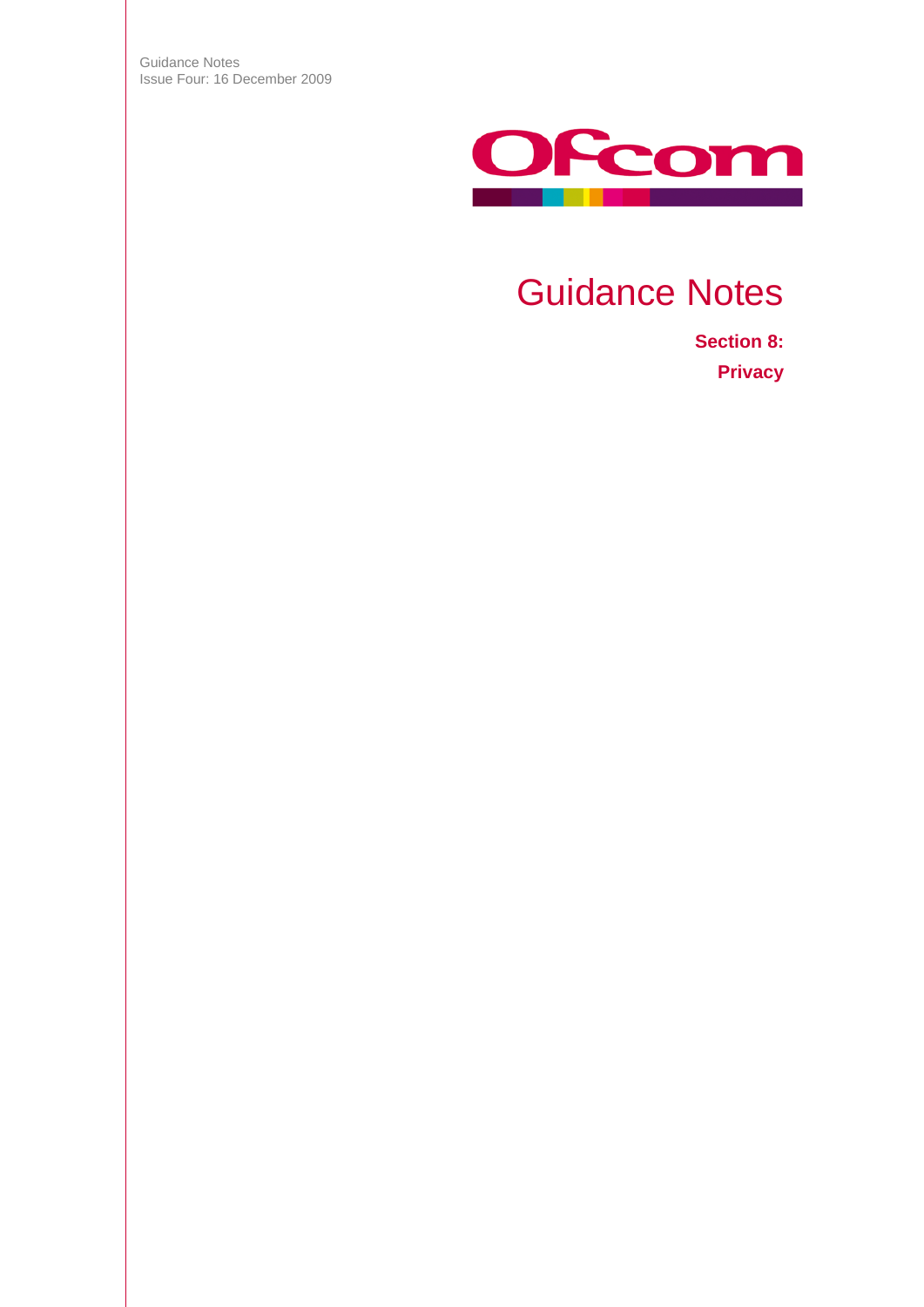Guidance Notes
Issue Four: 16 December 2009

Ofcom

# Guidance Notes

## Section 8: Privacy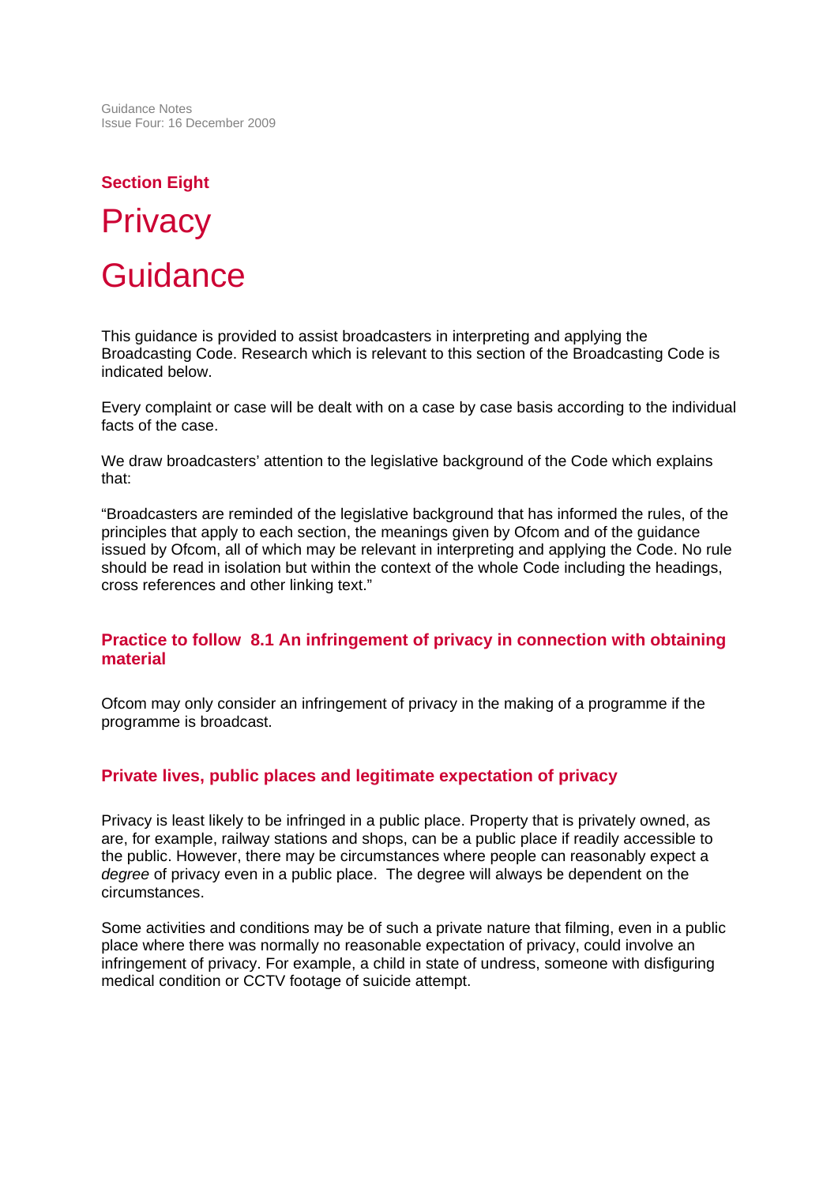Guidance Notes
Issue Four: 16 December 2009

**Section Eight**

# Privacy

# Guidance

This guidance is provided to assist broadcasters in interpreting and applying the Broadcasting Code. Research which is relevant to this section of the Broadcasting Code is indicated below.

Every complaint or case will be dealt with on a case by case basis according to the individual facts of the case.

We draw broadcasters' attention to the legislative background of the Code which explains that:

"Broadcasters are reminded of the legislative background that has informed the rules, of the principles that apply to each section, the meanings given by Ofcom and of the guidance issued by Ofcom, all of which may be relevant in interpreting and applying the Code. No rule should be read in isolation but within the context of the whole Code including the headings, cross references and other linking text."

### Practice to follow 8.1 An infringement of privacy in connection with obtaining material

Ofcom may only consider an infringement of privacy in the making of a programme if the programme is broadcast.

### Private lives, public places and legitimate expectation of privacy

Privacy is least likely to be infringed in a public place. Property that is privately owned, as are, for example, railway stations and shops, can be a public place if readily accessible to the public. However, there may be circumstances where people can reasonably expect a *degree* of privacy even in a public place. The degree will always be dependent on the circumstances.

Some activities and conditions may be of such a private nature that filming, even in a public place where there was normally no reasonable expectation of privacy, could involve an infringement of privacy. For example, a child in state of undress, someone with disfiguring medical condition or CCTV footage of suicide attempt.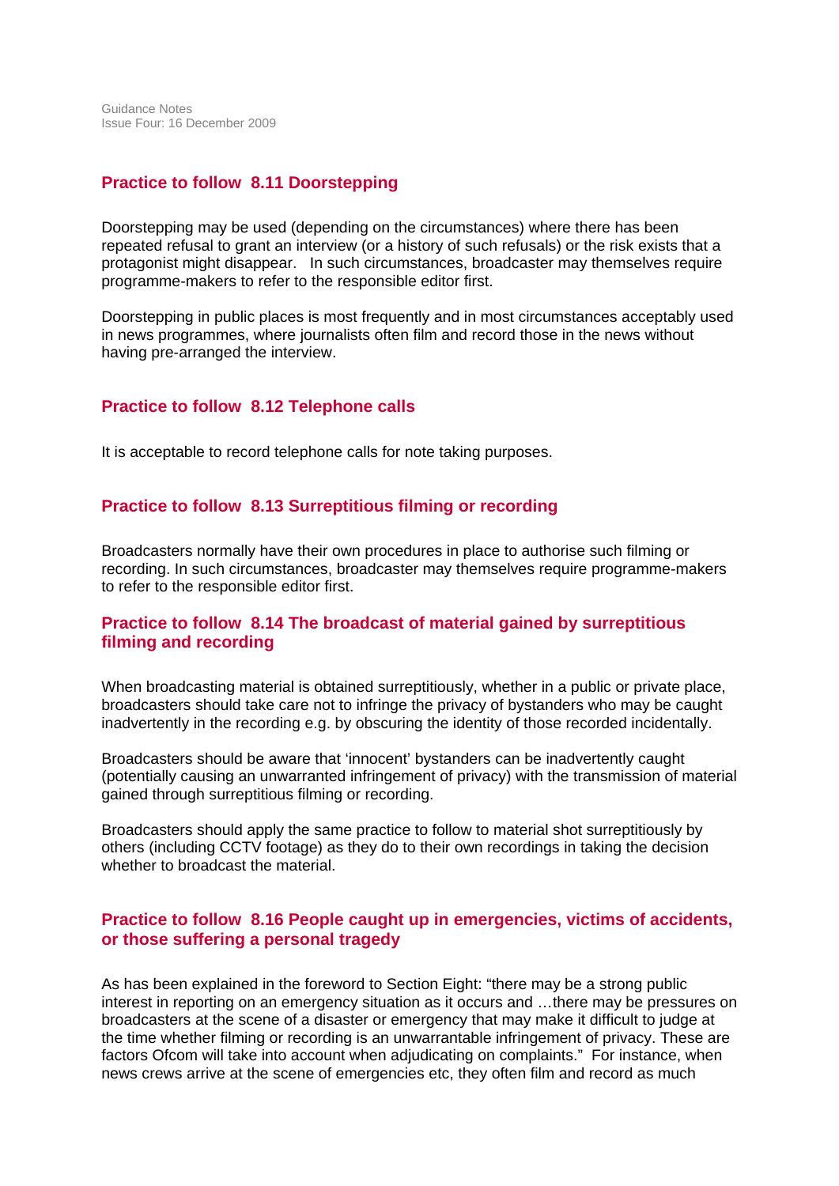## Practice to follow 8.11 Doorstepping

Doorstepping may be used (depending on the circumstances) where there has been repeated refusal to grant an interview (or a history of such refusals) or the risk exists that a protagonist might disappear. In such circumstances, broadcaster may themselves require programme-makers to refer to the responsible editor first.

Doorstepping in public places is most frequently and in most circumstances acceptably used in news programmes, where journalists often film and record those in the news without having pre-arranged the interview.

## Practice to follow 8.12 Telephone calls

It is acceptable to record telephone calls for note taking purposes.

## Practice to follow 8.13 Surreptitious filming or recording

Broadcasters normally have their own procedures in place to authorise such filming or recording. In such circumstances, broadcaster may themselves require programme-makers to refer to the responsible editor first.

## Practice to follow 8.14 The broadcast of material gained by surreptitious filming and recording

When broadcasting material is obtained surreptitiously, whether in a public or private place, broadcasters should take care not to infringe the privacy of bystanders who may be caught inadvertently in the recording e.g. by obscuring the identity of those recorded incidentally.

Broadcasters should be aware that 'innocent' bystanders can be inadvertently caught (potentially causing an unwarranted infringement of privacy) with the transmission of material gained through surreptitious filming or recording.

Broadcasters should apply the same practice to follow to material shot surreptitiously by others (including CCTV footage) as they do to their own recordings in taking the decision whether to broadcast the material.

## Practice to follow 8.16 People caught up in emergencies, victims of accidents, or those suffering a personal tragedy

As has been explained in the foreword to Section Eight: "there may be a strong public interest in reporting on an emergency situation as it occurs and …there may be pressures on broadcasters at the scene of a disaster or emergency that may make it difficult to judge at the time whether filming or recording is an unwarrantable infringement of privacy. These are factors Ofcom will take into account when adjudicating on complaints." For instance, when news crews arrive at the scene of emergencies etc, they often film and record as much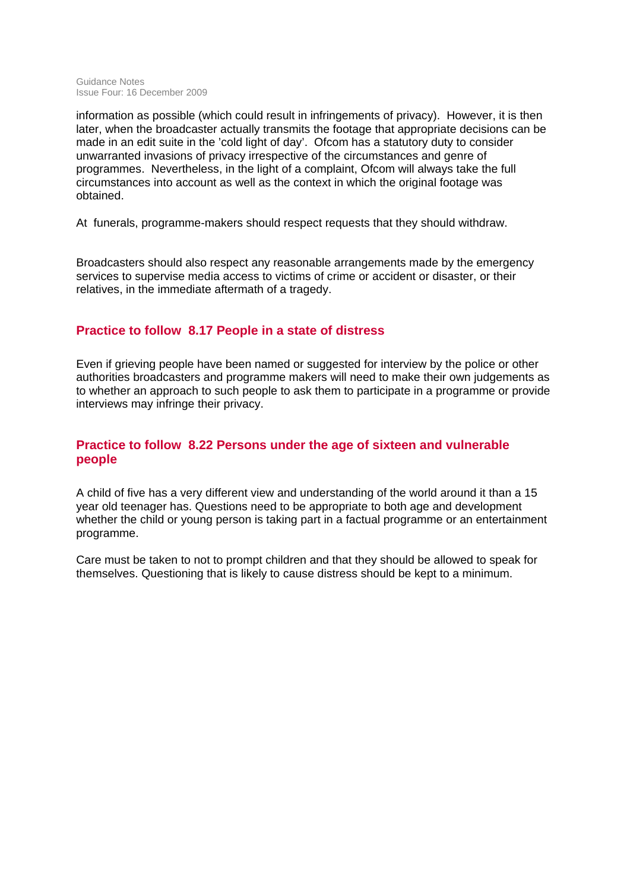information as possible (which could result in infringements of privacy). However, it is then later, when the broadcaster actually transmits the footage that appropriate decisions can be made in an edit suite in the 'cold light of day'. Ofcom has a statutory duty to consider unwarranted invasions of privacy irrespective of the circumstances and genre of programmes. Nevertheless, in the light of a complaint, Ofcom will always take the full circumstances into account as well as the context in which the original footage was obtained.

At funerals, programme-makers should respect requests that they should withdraw.

Broadcasters should also respect any reasonable arrangements made by the emergency services to supervise media access to victims of crime or accident or disaster, or their relatives, in the immediate aftermath of a tragedy.

### Practice to follow 8.17 People in a state of distress

Even if grieving people have been named or suggested for interview by the police or other authorities broadcasters and programme makers will need to make their own judgements as to whether an approach to such people to ask them to participate in a programme or provide interviews may infringe their privacy.

### Practice to follow 8.22 Persons under the age of sixteen and vulnerable people

A child of five has a very different view and understanding of the world around it than a 15 year old teenager has. Questions need to be appropriate to both age and development whether the child or young person is taking part in a factual programme or an entertainment programme.

Care must be taken to not to prompt children and that they should be allowed to speak for themselves. Questioning that is likely to cause distress should be kept to a minimum.